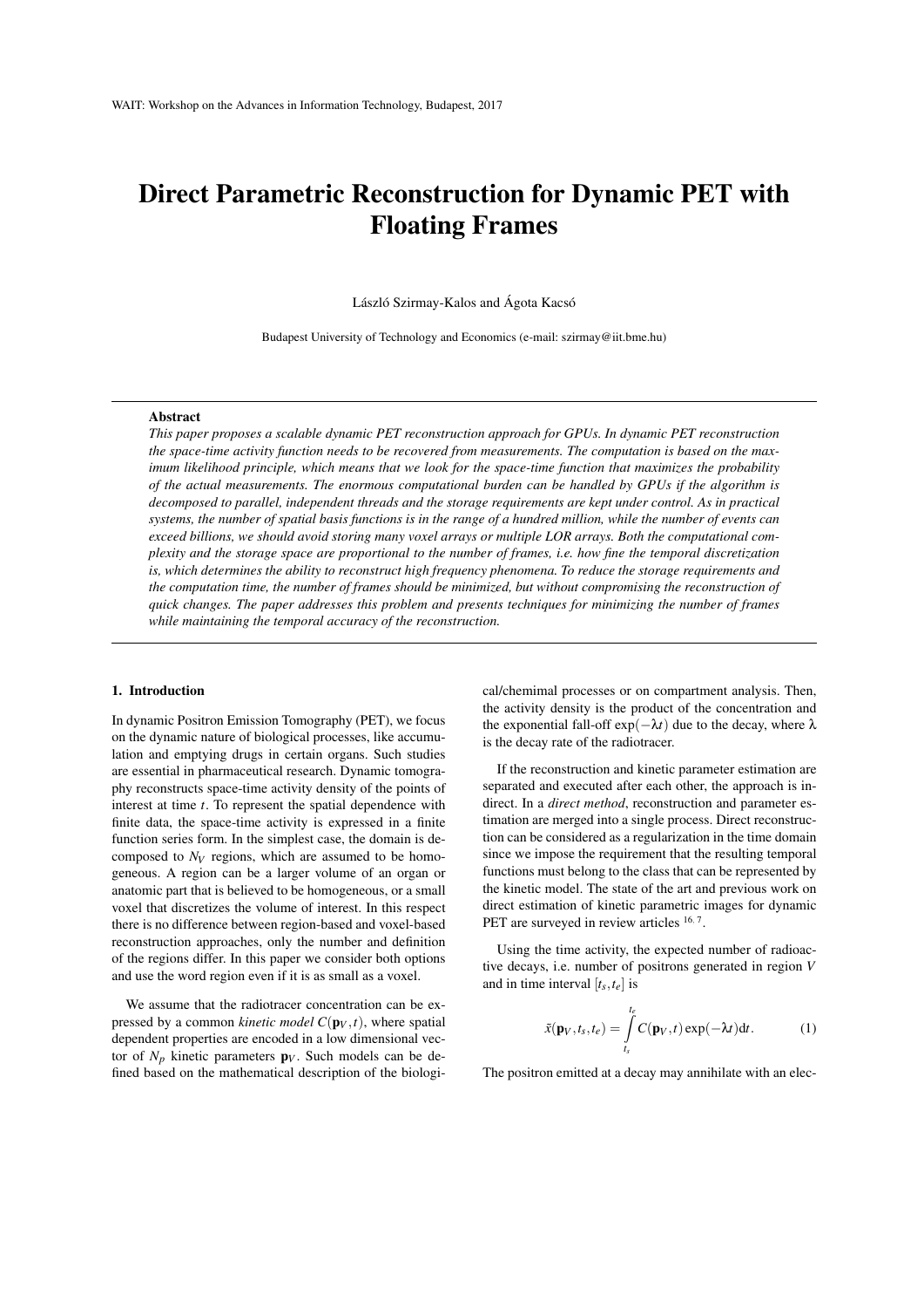# Direct Parametric Reconstruction for Dynamic PET with Floating Frames

László Szirmay-Kalos and Ágota Kacsó

Budapest University of Technology and Economics (e-mail: szirmay@iit.bme.hu)

---

**Abstract**

*This paper proposes a scalable dynamic PET reconstruction approach for GPUs. In dynamic PET reconstruction the space-time activity function needs to be recovered from measurements. The computation is based on the maximum likelihood principle, which means that we look for the space-time function that maximizes the probability of the actual measurements. The enormous computational burden can be handled by GPUs if the algorithm is decomposed to parallel, independent threads and the storage requirements are kept under control. As in practical systems, the number of spatial basis functions is in the range of a hundred million, while the number of events can exceed billions, we should avoid storing many voxel arrays or multiple LOR arrays. Both the computational complexity and the storage space are proportional to the number of frames, i.e. how fine the temporal discretization is, which determines the ability to reconstruct high frequency phenomena. To reduce the storage requirements and the computation time, the number of frames should be minimized, but without compromising the reconstruction of quick changes. The paper addresses this problem and presents techniques for minimizing the number of frames while maintaining the temporal accuracy of the reconstruction.*

---

## 1. Introduction

In dynamic Positron Emission Tomography (PET), we focus on the dynamic nature of biological processes, like accumulation and emptying drugs in certain organs. Such studies are essential in pharmaceutical research. Dynamic tomography reconstructs space-time activity density of the points of interest at time $t$. To represent the spatial dependence with finite data, the space-time activity is expressed in a finite function series form. In the simplest case, the domain is decomposed to $N_V$ regions, which are assumed to be homogeneous. A region can be a larger volume of an organ or anatomic part that is believed to be homogeneous, or a small voxel that discretizes the volume of interest. In this respect there is no difference between region-based and voxel-based reconstruction approaches, only the number and definition of the regions differ. In this paper we consider both options and use the word region even if it is as small as a voxel.

We assume that the radiotracer concentration can be expressed by a common *kinetic model* $C(\mathbf{p}_V,t)$, where spatial dependent properties are encoded in a low dimensional vector of $N_p$ kinetic parameters $\mathbf{p}_V$. Such models can be defined based on the mathematical description of the biological/chemimal processes or on compartment analysis. Then, the activity density is the product of the concentration and the exponential fall-off $\exp(-\lambda t)$ due to the decay, where $\lambda$ is the decay rate of the radiotracer.

If the reconstruction and kinetic parameter estimation are separated and executed after each other, the approach is indirect. In a *direct method*, reconstruction and parameter estimation are merged into a single process. Direct reconstruction can be considered as a regularization in the time domain since we impose the requirement that the resulting temporal functions must belong to the class that can be represented by the kinetic model. The state of the art and previous work on direct estimation of kinetic parametric images for dynamic PET are surveyed in review articles [16, 7].

Using the time activity, the expected number of radioactive decays, i.e. number of positrons generated in region $V$ and in time interval $[t_s,t_e]$ is

$$\tilde{x}(\mathbf{p}_V,t_s,t_e) = \int_{t_s}^{t_e} C(\mathbf{p}_V,t)\exp(-\lambda t)\mathrm{d}t. \qquad (1)$$

The positron emitted at a decay may annihilate with an elec-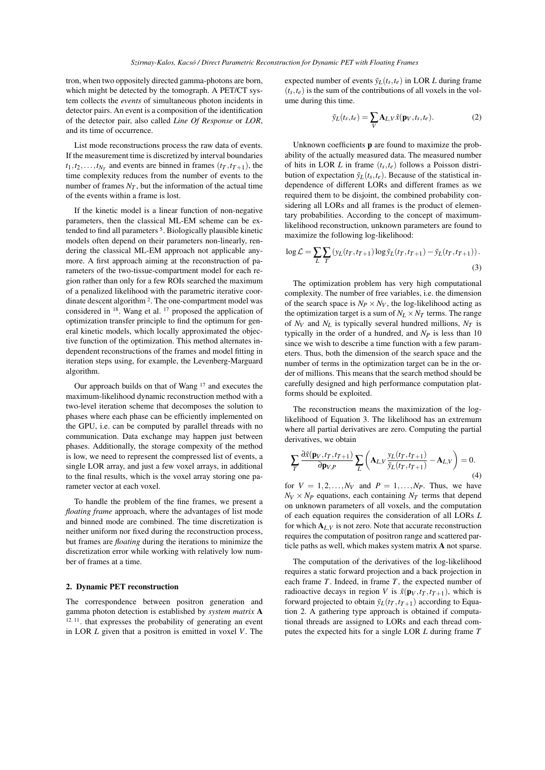tron, when two oppositely directed gamma-photons are born, which might be detected by the tomograph. A PET/CT system collects the *events* of simultaneous photon incidents in detector pairs. An event is a composition of the identification of the detector pair, also called *Line Of Response* or *LOR*, and its time of occurrence.

List mode reconstructions process the raw data of events. If the measurement time is discretized by interval boundaries $t_1, t_2, \ldots, t_{N_T}$ and events are binned in frames $(t_T, t_{T+1})$, the time complexity reduces from the number of events to the number of frames $N_T$, but the information of the actual time of the events within a frame is lost.

If the kinetic model is a linear function of non-negative parameters, then the classical ML-EM scheme can be extended to find all parameters [5]. Biologically plausible kinetic models often depend on their parameters non-linearly, rendering the classical ML-EM approach not applicable anymore. A first approach aiming at the reconstruction of parameters of the two-tissue-compartment model for each region rather than only for a few ROIs searched the maximum of a penalized likelihood with the parametric iterative coordinate descent algorithm [2]. The one-compartment model was considered in [18]. Wang et al. [17] proposed the application of optimization transfer principle to find the optimum for general kinetic models, which locally approximated the objective function of the optimization. This method alternates independent reconstructions of the frames and model fitting in iteration steps using, for example, the Levenberg-Marguard algorithm.

Our approach builds on that of Wang [17] and executes the maximum-likelihood dynamic reconstruction method with a two-level iteration scheme that decomposes the solution to phases where each phase can be efficiently implemented on the GPU, i.e. can be computed by parallel threads with no communication. Data exchange may happen just between phases. Additionally, the storage compexity of the method is low, we need to represent the compressed list of events, a single LOR array, and just a few voxel arrays, in additional to the final results, which is the voxel array storing one parameter vector at each voxel.

To handle the problem of the fine frames, we present a *floating frame* approach, where the advantages of list mode and binned mode are combined. The time discretization is neither uniform nor fixed during the reconstruction process, but frames are *floating* during the iterations to minimize the discretization error while working with relatively low number of frames at a time.

## 2. Dynamic PET reconstruction

The correspondence between positron generation and gamma photon detection is established by *system matrix* $\mathbf{A}$ [12, 11], that expresses the probability of generating an event in LOR $L$ given that a positron is emitted in voxel $V$. The expected number of events $\tilde{y}_L(t_s, t_e)$ in LOR $L$ during frame $(t_s, t_e)$ is the sum of the contributions of all voxels in the volume during this time.

$$\tilde{y}_L(t_s, t_e) = \sum_V \mathbf{A}_{L,V} \tilde{x}(\mathbf{p}_V, t_s, t_e). \tag{2}$$

Unknown coefficients $\mathbf{p}$ are found to maximize the probability of the actually measured data. The measured number of hits in LOR $L$ in frame $(t_s, t_e)$ follows a Poisson distribution of expectation $\tilde{y}_L(t_s, t_e)$. Because of the statistical independence of different LORs and different frames as we required them to be disjoint, the combined probability considering all LORs and all frames is the product of elementary probabilities. According to the concept of maximum-likelihood reconstruction, unknown parameters are found to maximize the following log-likelihood:

$$\log \mathcal{L} = \sum_L \sum_T \left( y_L(t_T, t_{T+1}) \log \tilde{y}_L(t_T, t_{T+1}) - \tilde{y}_L(t_T, t_{T+1}) \right). \tag{3}$$

The optimization problem has very high computational complexity. The number of free variables, i.e. the dimension of the search space is $N_P \times N_V$, the log-likelihood acting as the optimization target is a sum of $N_L \times N_T$ terms. The range of $N_V$ and $N_L$ is typically several hundred millions, $N_T$ is typically in the order of a hundred, and $N_P$ is less than 10 since we wish to describe a time function with a few parameters. Thus, both the dimension of the search space and the number of terms in the optimization target can be in the order of millions. This means that the search method should be carefully designed and high performance computation platforms should be exploited.

The reconstruction means the maximization of the log-likelihood of Equation 3. The likelihood has an extremum where all partial derivatives are zero. Computing the partial derivatives, we obtain

$$\sum_T \frac{\partial \tilde{x}(\mathbf{p}_V, t_T, t_{T+1})}{\partial \mathbf{p}_{V,P}} \sum_L \left( \mathbf{A}_{L,V} \frac{y_L(t_T, t_{T+1})}{\tilde{y}_L(t_T, t_{T+1})} - \mathbf{A}_{L,V} \right) = 0. \tag{4}$$

for $V = 1, 2, \ldots, N_V$ and $P = 1, \ldots, N_P$. Thus, we have $N_V \times N_P$ equations, each containing $N_T$ terms that depend on unknown parameters of all voxels, and the computation of each equation requires the consideration of all LORs $L$ for which $\mathbf{A}_{L,V}$ is not zero. Note that accurate reconstruction requires the computation of positron range and scattered particle paths as well, which makes system matrix $\mathbf{A}$ not sparse.

The computation of the derivatives of the log-likelihood requires a static forward projection and a back projection in each frame $T$. Indeed, in frame $T$, the expected number of radioactive decays in region $V$ is $\tilde{x}(\mathbf{p}_V, t_T, t_{T+1})$, which is forward projected to obtain $\tilde{y}_L(t_T, t_{T+1})$ according to Equation 2. A gathering type approach is obtained if computational threads are assigned to LORs and each thread computes the expected hits for a single LOR $L$ during frame $T$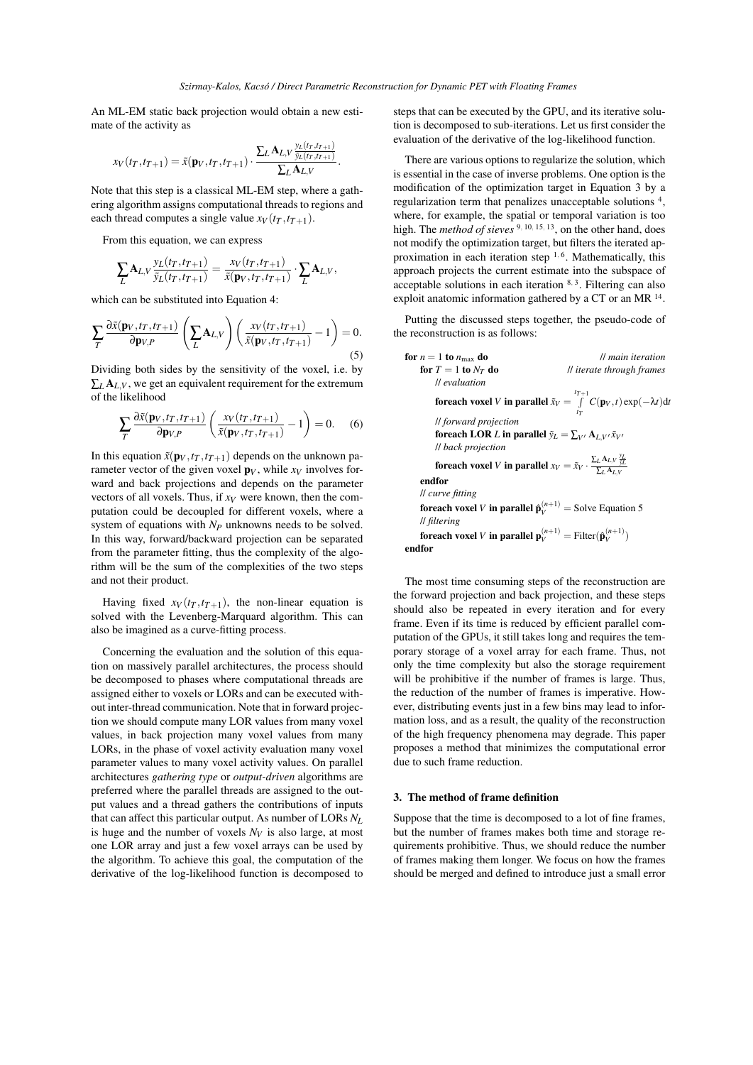An ML-EM static back projection would obtain a new estimate of the activity as

$$x_V(t_T, t_{T+1}) = \tilde{x}(\mathbf{p}_V, t_T, t_{T+1}) \cdot \frac{\sum_L \mathbf{A}_{L,V} \frac{y_L(t_T, t_{T+1})}{\tilde{y}_L(t_T, t_{T+1})}}{\sum_L \mathbf{A}_{L,V}}.$$

Note that this step is a classical ML-EM step, where a gathering algorithm assigns computational threads to regions and each thread computes a single value $x_V(t_T, t_{T+1})$.

From this equation, we can express

$$\sum_L \mathbf{A}_{L,V} \frac{y_L(t_T, t_{T+1})}{\tilde{y}_L(t_T, t_{T+1})} = \frac{x_V(t_T, t_{T+1})}{\tilde{x}(\mathbf{p}_V, t_T, t_{T+1})} \cdot \sum_L \mathbf{A}_{L,V},$$

which can be substituted into Equation 4:

$$\sum_T \frac{\partial \tilde{x}(\mathbf{p}_V, t_T, t_{T+1})}{\partial \mathbf{p}_{V,P}} \left( \sum_L \mathbf{A}_{L,V} \right) \left( \frac{x_V(t_T, t_{T+1})}{\tilde{x}(\mathbf{p}_V, t_T, t_{T+1})} - 1 \right) = 0. \tag{5}$$

Dividing both sides by the sensitivity of the voxel, i.e. by $\sum_L \mathbf{A}_{L,V}$, we get an equivalent requirement for the extremum of the likelihood

$$\sum_T \frac{\partial \tilde{x}(\mathbf{p}_V, t_T, t_{T+1})}{\partial \mathbf{p}_{V,P}} \left( \frac{x_V(t_T, t_{T+1})}{\tilde{x}(\mathbf{p}_V, t_T, t_{T+1})} - 1 \right) = 0. \tag{6}$$

In this equation $\tilde{x}(\mathbf{p}_V, t_T, t_{T+1})$ depends on the unknown parameter vector of the given voxel $\mathbf{p}_V$, while $x_V$ involves forward and back projections and depends on the parameter vectors of all voxels. Thus, if $x_V$ were known, then the computation could be decoupled for different voxels, where a system of equations with $N_P$ unknowns needs to be solved. In this way, forward/backward projection can be separated from the parameter fitting, thus the complexity of the algorithm will be the sum of the complexities of the two steps and not their product.

Having fixed $x_V(t_T, t_{T+1})$, the non-linear equation is solved with the Levenberg-Marquard algorithm. This can also be imagined as a curve-fitting process.

Concerning the evaluation and the solution of this equation on massively parallel architectures, the process should be decomposed to phases where computational threads are assigned either to voxels or LORs and can be executed without inter-thread communication. Note that in forward projection we should compute many LOR values from many voxel values, in back projection many voxel values from many LORs, in the phase of voxel activity evaluation many voxel parameter values to many voxel activity values. On parallel architectures *gathering type* or *output-driven* algorithms are preferred where the parallel threads are assigned to the output values and a thread gathers the contributions of inputs that can affect this particular output. As number of LORs $N_L$ is huge and the number of voxels $N_V$ is also large, at most one LOR array and just a few voxel arrays can be used by the algorithm. To achieve this goal, the computation of the derivative of the log-likelihood function is decomposed to steps that can be executed by the GPU, and its iterative solution is decomposed to sub-iterations. Let us first consider the evaluation of the derivative of the log-likelihood function.

There are various options to regularize the solution, which is essential in the case of inverse problems. One option is the modification of the optimization target in Equation 3 by a regularization term that penalizes unacceptable solutions [4], where, for example, the spatial or temporal variation is too high. The *method of sieves* [9, 10, 15, 13], on the other hand, does not modify the optimization target, but filters the iterated approximation in each iteration step [1, 6]. Mathematically, this approach projects the current estimate into the subspace of acceptable solutions in each iteration [8, 3]. Filtering can also exploit anatomic information gathered by a CT or an MR [14].

Putting the discussed steps together, the pseudo-code of the reconstruction is as follows:

**for** $n = 1$ **to** $n_{\max}$ **do** // *main iteration*
  **for** $T = 1$ **to** $N_T$ **do** // *iterate through frames*
    // *evaluation*
    **foreach voxel** $V$ **in parallel** $\tilde{x}_V = \int_{t_T}^{t_{T+1}} C(\mathbf{p}_V, t) \exp(-\lambda t) dt$
    // *forward projection*
    **foreach LOR** $L$ **in parallel** $\tilde{y}_L = \sum_{V'} \mathbf{A}_{L,V'} \tilde{x}_{V'}$
    // *back projection*
    **foreach voxel** $V$ **in parallel** $x_V = \tilde{x}_V \cdot \frac{\sum_L \mathbf{A}_{L,V} \frac{y_L}{\tilde{y}_L}}{\sum_L \mathbf{A}_{L,V}}$
  **endfor**
  // *curve fitting*
  **foreach voxel** $V$ **in parallel** $\hat{\mathbf{p}}_V^{(n+1)} =$ Solve Equation 5
  // *filtering*
  **foreach voxel** $V$ **in parallel** $\mathbf{p}_V^{(n+1)} = \text{Filter}(\hat{\mathbf{p}}_V^{(n+1)})$
**endfor**

The most time consuming steps of the reconstruction are the forward projection and back projection, and these steps should also be repeated in every iteration and for every frame. Even if its time is reduced by efficient parallel computation of the GPUs, it still takes long and requires the temporary storage of a voxel array for each frame. Thus, not only the time complexity but also the storage requirement will be prohibitive if the number of frames is large. Thus, the reduction of the number of frames is imperative. However, distributing events just in a few bins may lead to information loss, and as a result, the quality of the reconstruction of the high frequency phenomena may degrade. This paper proposes a method that minimizes the computational error due to such frame reduction.

## 3. The method of frame definition

Suppose that the time is decomposed to a lot of fine frames, but the number of frames makes both time and storage requirements prohibitive. Thus, we should reduce the number of frames making them longer. We focus on how the frames should be merged and defined to introduce just a small error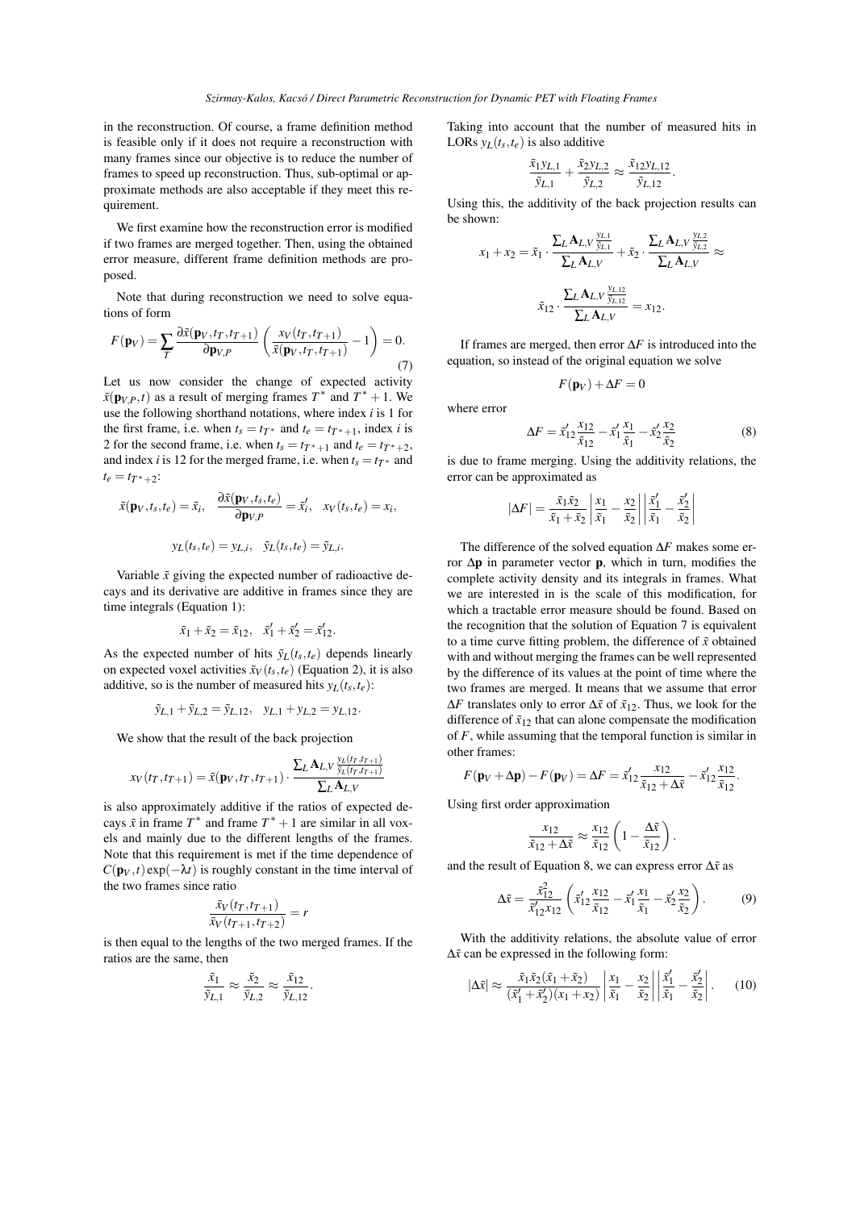in the reconstruction. Of course, a frame definition method is feasible only if it does not require a reconstruction with many frames since our objective is to reduce the number of frames to speed up reconstruction. Thus, sub-optimal or approximate methods are also acceptable if they meet this requirement.

We first examine how the reconstruction error is modified if two frames are merged together. Then, using the obtained error measure, different frame definition methods are proposed.

Note that during reconstruction we need to solve equations of form

$$F(\mathbf{p}_V) = \sum_T \frac{\partial \tilde{x}(\mathbf{p}_V, t_T, t_{T+1})}{\partial \mathbf{p}_{V,P}} \left( \frac{x_V(t_T, t_{T+1})}{\tilde{x}(\mathbf{p}_V, t_T, t_{T+1})} - 1 \right) = 0. \tag{7}$$

Let us now consider the change of expected activity $\tilde{x}(\mathbf{p}_{V,P}, t)$ as a result of merging frames $T^*$ and $T^*+1$. We use the following shorthand notations, where index $i$ is 1 for the first frame, i.e. when $t_s = t_{T^*}$ and $t_e = t_{T^*+1}$, index $i$ is 2 for the second frame, i.e. when $t_s = t_{T^*+1}$ and $t_e = t_{T^*+2}$, and index $i$ is 12 for the merged frame, i.e. when $t_s = t_{T^*}$ and $t_e = t_{T^*+2}$:

$$\tilde{x}(\mathbf{p}_V, t_s, t_e) = \tilde{x}_i, \quad \frac{\partial \tilde{x}(\mathbf{p}_V, t_s, t_e)}{\partial \mathbf{p}_{V,P}} = \tilde{x}'_i, \quad x_V(t_s, t_e) = x_i,$$

$$y_L(t_s, t_e) = y_{L,i}, \quad \tilde{y}_L(t_s, t_e) = \tilde{y}_{L,i}.$$

Variable $\tilde{x}$ giving the expected number of radioactive decays and its derivative are additive in frames since they are time integrals (Equation 1):

$$\tilde{x}_1 + \tilde{x}_2 = \tilde{x}_{12}, \quad \tilde{x}'_1 + \tilde{x}'_2 = \tilde{x}'_{12}.$$

As the expected number of hits $\tilde{y}_L(t_s, t_e)$ depends linearly on expected voxel activities $\tilde{x}_V(t_s, t_e)$ (Equation 2), it is also additive, so is the number of measured hits $y_L(t_s, t_e)$:

$$\tilde{y}_{L,1} + \tilde{y}_{L,2} = \tilde{y}_{L,12}, \quad y_{L,1} + y_{L,2} = y_{L,12}.$$

We show that the result of the back projection

$$x_V(t_T, t_{T+1}) = \tilde{x}(\mathbf{p}_V, t_T, t_{T+1}) \cdot \frac{\sum_L \mathbf{A}_{L,V} \frac{y_L(t_T, t_{T+1})}{\tilde{y}_L(t_T, t_{T+1})}}{\sum_L \mathbf{A}_{L,V}}$$

is also approximately additive if the ratios of expected decays $\tilde{x}$ in frame $T^*$ and frame $T^*+1$ are similar in all voxels and mainly due to the different lengths of the frames. Note that this requirement is met if the time dependence of $C(\mathbf{p}_V, t)\exp(-\lambda t)$ is roughly constant in the time interval of the two frames since ratio

$$\frac{\tilde{x}_V(t_T, t_{T+1})}{\tilde{x}_V(t_{T+1}, t_{T+2})} = r$$

is then equal to the lengths of the two merged frames. If the ratios are the same, then

$$\frac{\tilde{x}_1}{\tilde{y}_{L,1}} \approx \frac{\tilde{x}_2}{\tilde{y}_{L,2}} \approx \frac{\tilde{x}_{12}}{\tilde{y}_{L,12}}.$$

Taking into account that the number of measured hits in LORs $y_L(t_s, t_e)$ is also additive

$$\frac{\tilde{x}_1 y_{L,1}}{\tilde{y}_{L,1}} + \frac{\tilde{x}_2 y_{L,2}}{\tilde{y}_{L,2}} \approx \frac{\tilde{x}_{12} y_{L,12}}{\tilde{y}_{L,12}}.$$

Using this, the additivity of the back projection results can be shown:

$$x_1 + x_2 = \tilde{x}_1 \cdot \frac{\sum_L \mathbf{A}_{L,V} \frac{y_{L,1}}{\tilde{y}_{L,1}}}{\sum_L \mathbf{A}_{L,V}} + \tilde{x}_2 \cdot \frac{\sum_L \mathbf{A}_{L,V} \frac{y_{L,2}}{\tilde{y}_{L,2}}}{\sum_L \mathbf{A}_{L,V}} \approx$$

$$\tilde{x}_{12} \cdot \frac{\sum_L \mathbf{A}_{L,V} \frac{y_{L,12}}{\tilde{y}_{L,12}}}{\sum_L \mathbf{A}_{L,V}} = x_{12}.$$

If frames are merged, then error $\Delta F$ is introduced into the equation, so instead of the original equation we solve

$$F(\mathbf{p}_V) + \Delta F = 0$$

where error

$$\Delta F = \tilde{x}'_{12} \frac{x_{12}}{\tilde{x}_{12}} - \tilde{x}'_1 \frac{x_1}{\tilde{x}_1} - \tilde{x}'_2 \frac{x_2}{\tilde{x}_2} \tag{8}$$

is due to frame merging. Using the additivity relations, the error can be approximated as

$$|\Delta F| = \frac{\tilde{x}_1 \tilde{x}_2}{\tilde{x}_1 + \tilde{x}_2} \left| \frac{x_1}{\tilde{x}_1} - \frac{x_2}{\tilde{x}_2} \right| \left| \frac{\tilde{x}'_1}{\tilde{x}_1} - \frac{\tilde{x}'_2}{\tilde{x}_2} \right|$$

The difference of the solved equation $\Delta F$ makes some error $\Delta \mathbf{p}$ in parameter vector $\mathbf{p}$, which in turn, modifies the complete activity density and its integrals in frames. What we are interested in is the scale of this modification, for which a tractable error measure should be found. Based on the recognition that the solution of Equation 7 is equivalent to a time curve fitting problem, the difference of $\tilde{x}$ obtained with and without merging the frames can be well represented by the difference of its values at the point of time where the two frames are merged. It means that we assume that error $\Delta F$ translates only to error $\Delta \tilde{x}$ of $\tilde{x}_{12}$. Thus, we look for the difference of $\tilde{x}_{12}$ that can alone compensate the modification of $F$, while assuming that the temporal function is similar in other frames:

$$F(\mathbf{p}_V + \Delta \mathbf{p}) - F(\mathbf{p}_V) = \Delta F = \tilde{x}'_{12} \frac{x_{12}}{\tilde{x}_{12} + \Delta \tilde{x}} - \tilde{x}'_{12} \frac{x_{12}}{\tilde{x}_{12}}.$$

Using first order approximation

$$\frac{x_{12}}{\tilde{x}_{12} + \Delta \tilde{x}} \approx \frac{x_{12}}{\tilde{x}_{12}} \left( 1 - \frac{\Delta \tilde{x}}{\tilde{x}_{12}} \right).$$

and the result of Equation 8, we can express error $\Delta \tilde{x}$ as

$$\Delta \tilde{x} = \frac{\tilde{x}_{12}^2}{\tilde{x}'_{12} x_{12}} \left( \tilde{x}'_{12} \frac{x_{12}}{\tilde{x}_{12}} - \tilde{x}'_1 \frac{x_1}{\tilde{x}_1} - \tilde{x}'_2 \frac{x_2}{\tilde{x}_2} \right). \tag{9}$$

With the additivity relations, the absolute value of error $\Delta \tilde{x}$ can be expressed in the following form:

$$|\Delta \tilde{x}| \approx \frac{\tilde{x}_1 \tilde{x}_2 (\tilde{x}_1 + \tilde{x}_2)}{(\tilde{x}'_1 + \tilde{x}'_2)(x_1 + x_2)} \left| \frac{x_1}{\tilde{x}_1} - \frac{x_2}{\tilde{x}_2} \right| \left| \frac{\tilde{x}'_1}{\tilde{x}_1} - \frac{\tilde{x}'_2}{\tilde{x}_2} \right|. \tag{10}$$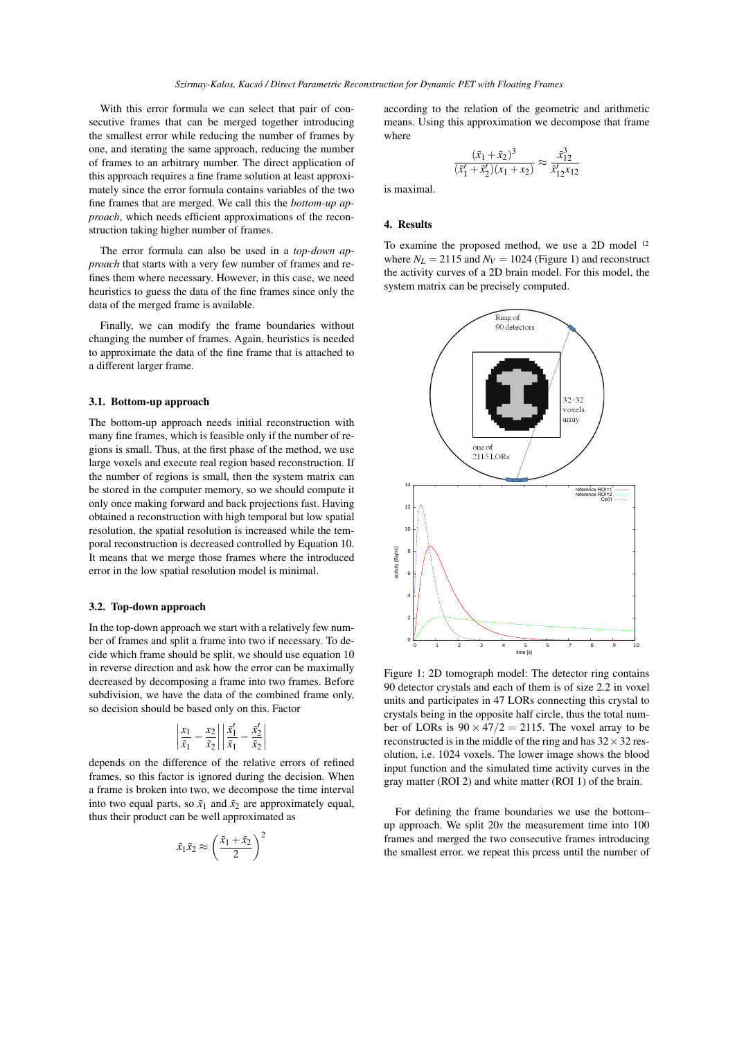With this error formula we can select that pair of consecutive frames that can be merged together introducing the smallest error while reducing the number of frames by one, and iterating the same approach, reducing the number of frames to an arbitrary number. The direct application of this approach requires a fine frame solution at least approximately since the error formula contains variables of the two fine frames that are merged. We call this the *bottom-up approach*, which needs efficient approximations of the reconstruction taking higher number of frames.

The error formula can also be used in a *top-down approach* that starts with a very few number of frames and refines them where necessary. However, in this case, we need heuristics to guess the data of the fine frames since only the data of the merged frame is available.

Finally, we can modify the frame boundaries without changing the number of frames. Again, heuristics is needed to approximate the data of the fine frame that is attached to a different larger frame.

### 3.1. Bottom-up approach

The bottom-up approach needs initial reconstruction with many fine frames, which is feasible only if the number of regions is small. Thus, at the first phase of the method, we use large voxels and execute real region based reconstruction. If the number of regions is small, then the system matrix can be stored in the computer memory, so we should compute it only once making forward and back projections fast. Having obtained a reconstruction with high temporal but low spatial resolution, the spatial resolution is increased while the temporal reconstruction is decreased controlled by Equation 10. It means that we merge those frames where the introduced error in the low spatial resolution model is minimal.

### 3.2. Top-down approach

In the top-down approach we start with a relatively few number of frames and split a frame into two if necessary. To decide which frame should be split, we should use equation 10 in reverse direction and ask how the error can be maximally decreased by decomposing a frame into two frames. Before subdivision, we have the data of the combined frame only, so decision should be based only on this. Factor

$$\left|\frac{x_1}{\tilde{x}_1} - \frac{x_2}{\tilde{x}_2}\right| \left|\frac{\tilde{x}_1'}{\tilde{x}_1} - \frac{\tilde{x}_2'}{\tilde{x}_2}\right|$$

depends on the difference of the relative errors of refined frames, so this factor is ignored during the decision. When a frame is broken into two, we decompose the time interval into two equal parts, so $\tilde{x}_1$ and $\tilde{x}_2$ are approximately equal, thus their product can be well approximated as

$$\tilde{x}_1\tilde{x}_2 \approx \left(\frac{\tilde{x}_1 + \tilde{x}_2}{2}\right)^2$$

according to the relation of the geometric and arithmetic means. Using this approximation we decompose that frame where

$$\frac{(\tilde{x}_1 + \tilde{x}_2)^3}{(\tilde{x}_1' + \tilde{x}_2')(x_1 + x_2)} \approx \frac{\tilde{x}_{12}^3}{\tilde{x}_{12}' x_{12}}$$

is maximal.

## 4. Results

To examine the proposed method, we use a 2D model [12] where $N_L = 2115$ and $N_V = 1024$ (Figure 1) and reconstruct the activity curves of a 2D brain model. For this model, the system matrix can be precisely computed.

Figure 1: 2D tomograph model: The detector ring contains 90 detector crystals and each of them is of size 2.2 in voxel units and participates in 47 LORs connecting this crystal to crystals being in the opposite half circle, thus the total number of LORs is $90 \times 47/2 = 2115$. The voxel array to be reconstructed is in the middle of the ring and has $32 \times 32$ resolution, i.e. 1024 voxels. The lower image shows the blood input function and the simulated time activity curves in the gray matter (ROI 2) and white matter (ROI 1) of the brain.

For defining the frame boundaries we use the bottom–up approach. We split $20s$ the measurement time into 100 frames and merged the two consecutive frames introducing the smallest error. we repeat this prcess until the number of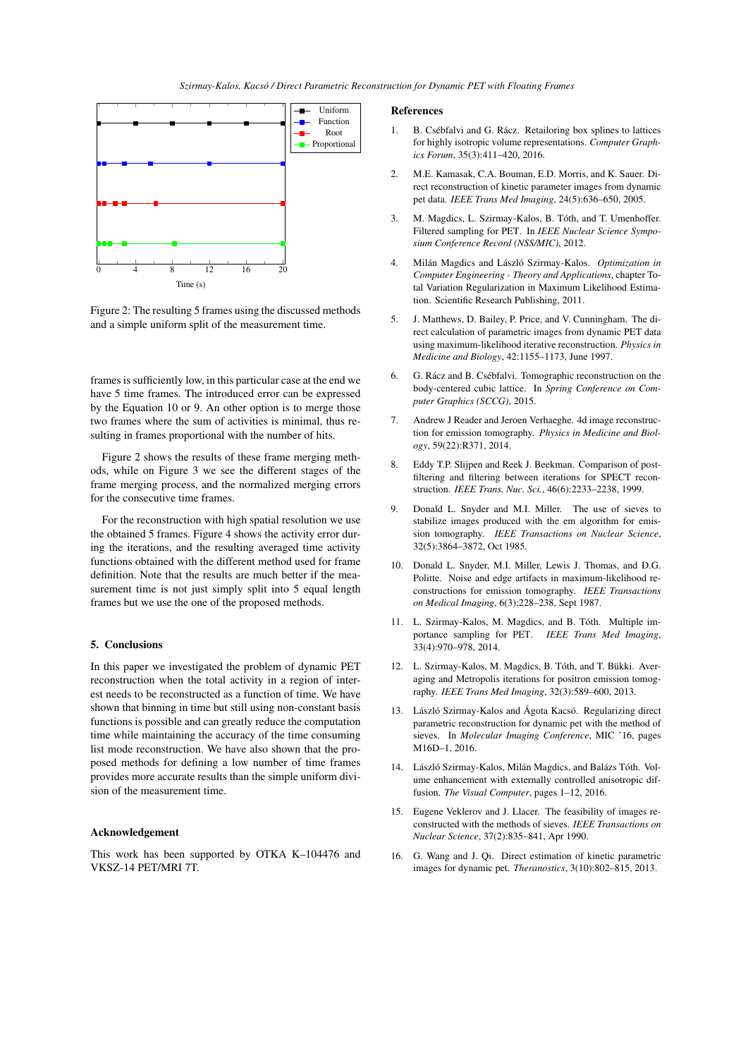Figure 2: The resulting 5 frames using the discussed methods and a simple uniform split of the measurement time.

frames is sufficiently low, in this particular case at the end we have 5 time frames. The introduced error can be expressed by the Equation 10 or 9. An other option is to merge those two frames where the sum of activities is minimal, thus resulting in frames proportional with the number of hits.

Figure 2 shows the results of these frame merging methods, while on Figure 3 we see the different stages of the frame merging process, and the normalized merging errors for the consecutive time frames.

For the reconstruction with high spatial resolution we use the obtained 5 frames. Figure 4 shows the activity error during the iterations, and the resulting averaged time activity functions obtained with the different method used for frame definition. Note that the results are much better if the measurement time is not just simply split into 5 equal length frames but we use the one of the proposed methods.

## 5. Conclusions

In this paper we investigated the problem of dynamic PET reconstruction when the total activity in a region of interest needs to be reconstructed as a function of time. We have shown that binning in time but still using non-constant basis functions is possible and can greatly reduce the computation time while maintaining the accuracy of the time consuming list mode reconstruction. We have also shown that the proposed methods for defining a low number of time frames provides more accurate results than the simple uniform division of the measurement time.

## Acknowledgement

This work has been supported by OTKA K–104476 and VKSZ-14 PET/MRI 7T.

## References

1. B. Csébfalvi and G. Rácz. Retailoring box splines to lattices for highly isotropic volume representations. *Computer Graphics Forum*, 35(3):411–420, 2016.
2. M.E. Kamasak, C.A. Bouman, E.D. Morris, and K. Sauer. Direct reconstruction of kinetic parameter images from dynamic pet data. *IEEE Trans Med Imaging*, 24(5):636–650, 2005.
3. M. Magdics, L. Szirmay-Kalos, B. Tóth, and T. Umenhoffer. Filtered sampling for PET. In *IEEE Nuclear Science Symposium Conference Record (NSS/MIC)*, 2012.
4. Milán Magdics and László Szirmay-Kalos. *Optimization in Computer Engineering - Theory and Applications*, chapter Total Variation Regularization in Maximum Likelihood Estimation. Scientific Research Publishing, 2011.
5. J. Matthews, D. Bailey, P. Price, and V. Cunningham. The direct calculation of parametric images from dynamic PET data using maximum-likelihood iterative reconstruction. *Physics in Medicine and Biology*, 42:1155–1173, June 1997.
6. G. Rácz and B. Csébfalvi. Tomographic reconstruction on the body-centered cubic lattice. In *Spring Conference on Computer Graphics (SCCG)*, 2015.
7. Andrew J Reader and Jeroen Verhaeghe. 4d image reconstruction for emission tomography. *Physics in Medicine and Biology*, 59(22):R371, 2014.
8. Eddy T.P. Slijpen and Reek J. Beekman. Comparison of post-filtering and filtering between iterations for SPECT reconstruction. *IEEE Trans. Nuc. Sci.*, 46(6):2233–2238, 1999.
9. Donald L. Snyder and M.I. Miller. The use of sieves to stabilize images produced with the em algorithm for emission tomography. *IEEE Transactions on Nuclear Science*, 32(5):3864–3872, Oct 1985.
10. Donald L. Snyder, M.I. Miller, Lewis J. Thomas, and D.G. Politte. Noise and edge artifacts in maximum-likelihood reconstructions for emission tomography. *IEEE Transactions on Medical Imaging*, 6(3):228–238, Sept 1987.
11. L. Szirmay-Kalos, M. Magdics, and B. Tóth. Multiple importance sampling for PET. *IEEE Trans Med Imaging*, 33(4):970–978, 2014.
12. L. Szirmay-Kalos, M. Magdics, B. Tóth, and T. Bükki. Averaging and Metropolis iterations for positron emission tomography. *IEEE Trans Med Imaging*, 32(3):589–600, 2013.
13. László Szirmay-Kalos and Ágota Kacsó. Regularizing direct parametric reconstruction for dynamic pet with the method of sieves. In *Molecular Imaging Conference*, MIC '16, pages M16D–1, 2016.
14. László Szirmay-Kalos, Milán Magdics, and Balázs Tóth. Volume enhancement with externally controlled anisotropic diffusion. *The Visual Computer*, pages 1–12, 2016.
15. Eugene Veklerov and J. Llacer. The feasibility of images reconstructed with the methods of sieves. *IEEE Transactions on Nuclear Science*, 37(2):835–841, Apr 1990.
16. G. Wang and J. Qi. Direct estimation of kinetic parametric images for dynamic pet. *Theranostics*, 3(10):802–815, 2013.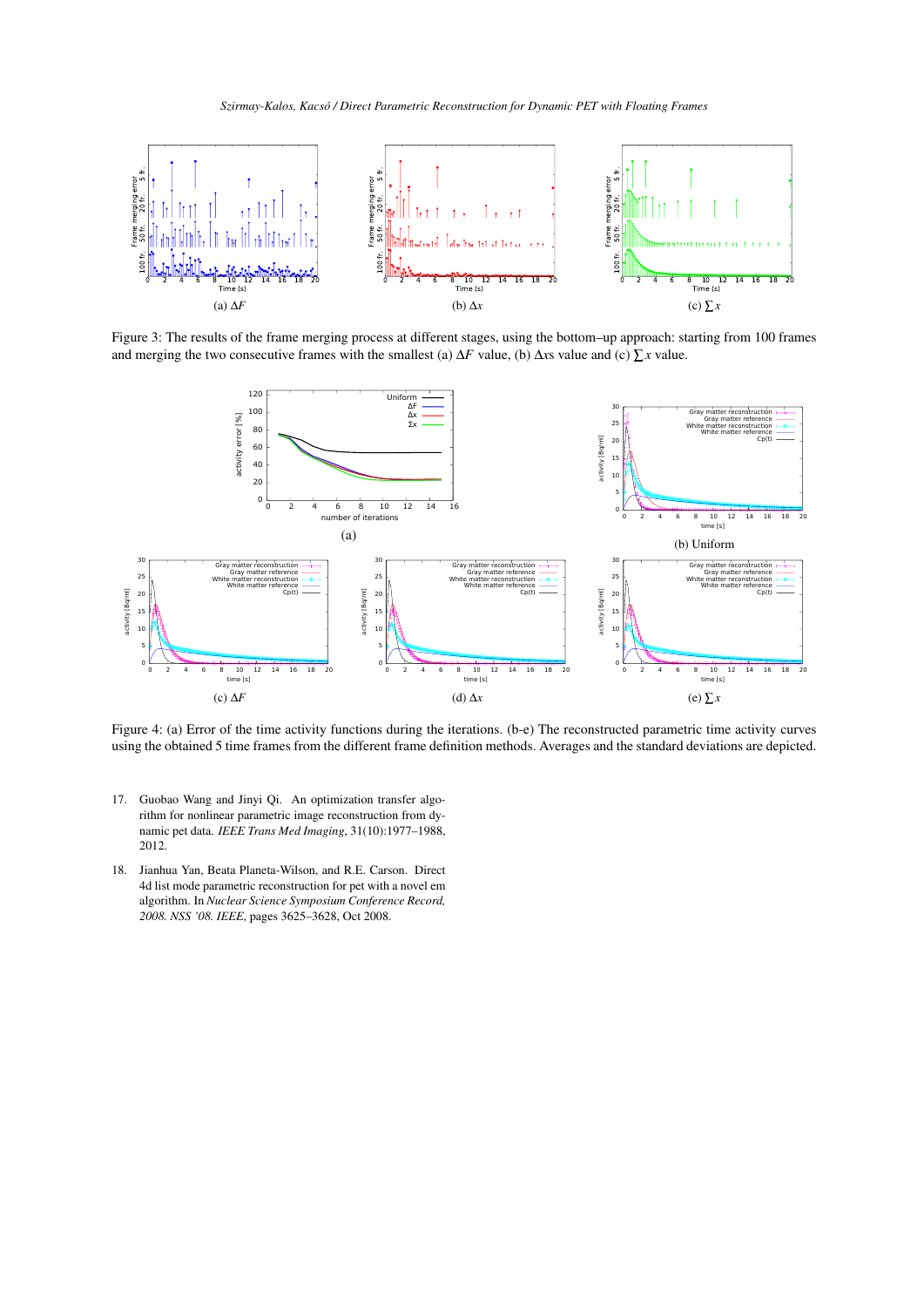Frame merging error
100 fr. 50 fr. 20 fr. 5 fr.
0 2 4 6 8 10 12 14 16 18 20
Time (s)

(a) $\Delta F$

Frame merging error
100 fr. 50 fr. 20 fr. 5 fr.
0 2 4 6 8 10 12 14 16 18 20
Time (s)

(b) $\Delta x$

Frame merging error
100 fr. 50 fr. 20 fr. 5 fr.
0 2 4 6 8 10 12 14 16 18 20
Time (s)

(c) $\sum x$

Figure 3: The results of the frame merging process at different stages, using the bottom–up approach: starting from 100 frames and merging the two consecutive frames with the smallest (a) $\Delta F$ value, (b) $\Delta x$s value and (c) $\sum x$ value.

activity error [%]
120 100 80 60 40 20 0
0 2 4 6 8 10 12 14 16
number of iterations
Uniform
ΔF
Δx
Σx

(a)

activity [Bq/ml]
30 25 20 15 10 5 0
0 2 4 6 8 10 12 14 16 18 20
time [s]
Gray matter reconstruction
Gray matter reference
White matter reconstruction
White matter reference
Cp(t)

(b) Uniform

activity [Bq/ml]
30 25 20 15 10 5 0
0 2 4 6 8 10 12 14 16 18 20
time [s]
Gray matter reconstruction
Gray matter reference
White matter reconstruction
White matter reference
Cp(t)

(c) $\Delta F$

activity [Bq/ml]
30 25 20 15 10 5 0
0 2 4 6 8 10 12 14 16 18 20
time [s]
Gray matter reconstruction
Gray matter reference
White matter reconstruction
White matter reference
Cp(t)

(d) $\Delta x$

activity [Bq/ml]
30 25 20 15 10 5 0
0 2 4 6 8 10 12 14 16 18 20
time [s]
Gray matter reconstruction
Gray matter reference
White matter reconstruction
White matter reference
Cp(t)

(e) $\sum x$

Figure 4: (a) Error of the time activity functions during the iterations. (b-e) The reconstructed parametric time activity curves using the obtained 5 time frames from the different frame definition methods. Averages and the standard deviations are depicted.

17. Guobao Wang and Jinyi Qi. An optimization transfer algorithm for nonlinear parametric image reconstruction from dynamic pet data. *IEEE Trans Med Imaging*, 31(10):1977–1988, 2012.

18. Jianhua Yan, Beata Planeta-Wilson, and R.E. Carson. Direct 4d list mode parametric reconstruction for pet with a novel em algorithm. In *Nuclear Science Symposium Conference Record, 2008. NSS '08. IEEE*, pages 3625–3628, Oct 2008.